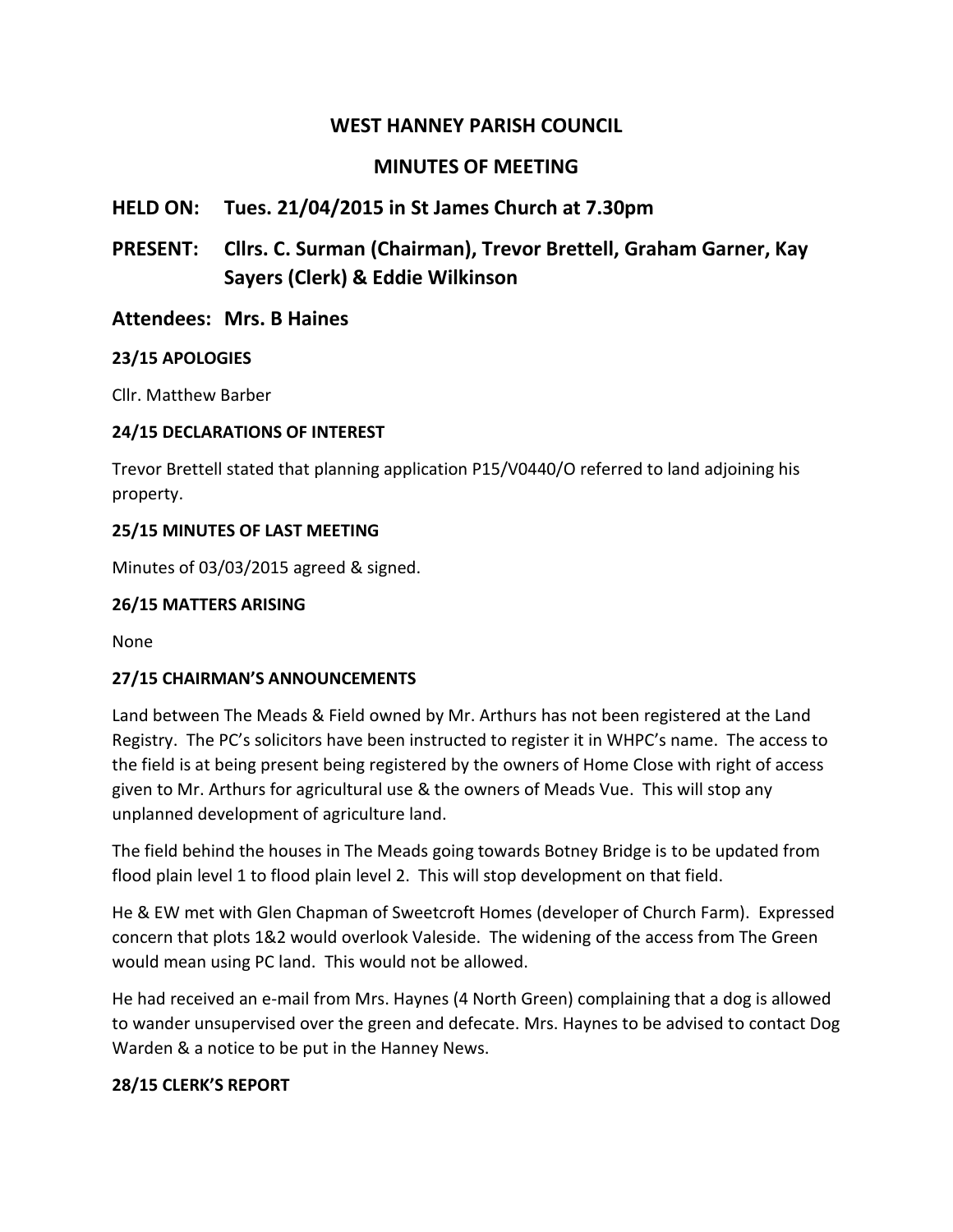# WEST HANNEY PARISH COUNCIL

## MINUTES OF MEETING

## HELD ON: Tues. 21/04/2015 in St James Church at 7.30pm

## PRESENT: Cllrs. C. Surman (Chairman), Trevor Brettell, Graham Garner, Kay Sayers (Clerk) & Eddie Wilkinson

## Attendees: Mrs. B Haines

### 23/15 APOLOGIES

Cllr. Matthew Barber

### 24/15 DECLARATIONS OF INTEREST

Trevor Brettell stated that planning application P15/V0440/O referred to land adjoining his property.

### 25/15 MINUTES OF LAST MEETING

Minutes of 03/03/2015 agreed & signed.

### 26/15 MATTERS ARISING

None

### 27/15 CHAIRMAN'S ANNOUNCEMENTS

Land between The Meads & Field owned by Mr. Arthurs has not been registered at the Land Registry. The PC's solicitors have been instructed to register it in WHPC's name. The access to the field is at being present being registered by the owners of Home Close with right of access given to Mr. Arthurs for agricultural use & the owners of Meads Vue. This will stop any unplanned development of agriculture land.

The field behind the houses in The Meads going towards Botney Bridge is to be updated from flood plain level 1 to flood plain level 2. This will stop development on that field.

He & EW met with Glen Chapman of Sweetcroft Homes (developer of Church Farm). Expressed concern that plots 1&2 would overlook Valeside. The widening of the access from The Green would mean using PC land. This would not be allowed.

He had received an e-mail from Mrs. Haynes (4 North Green) complaining that a dog is allowed to wander unsupervised over the green and defecate. Mrs. Haynes to be advised to contact Dog Warden & a notice to be put in the Hanney News.

### 28/15 CLERK'S REPORT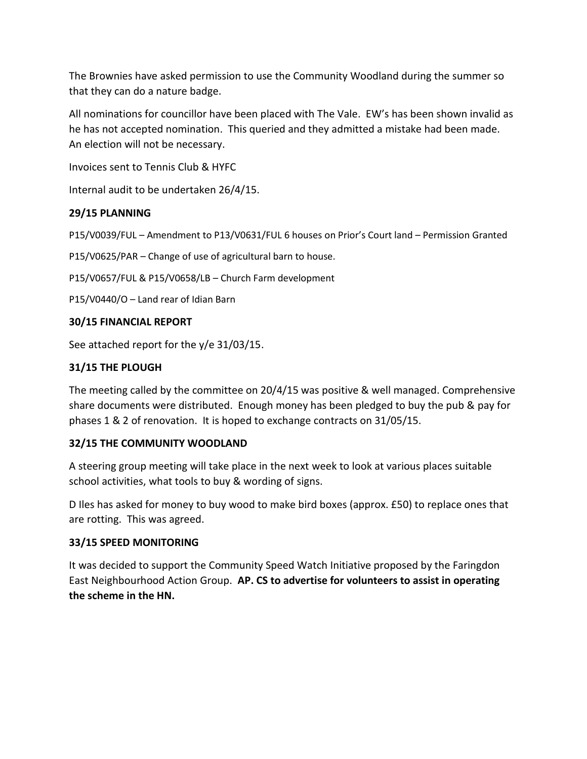The Brownies have asked permission to use the Community Woodland during the summer so that they can do a nature badge.

All nominations for councillor have been placed with The Vale. EW's has been shown invalid as he has not accepted nomination. This queried and they admitted a mistake had been made. An election will not be necessary.

Invoices sent to Tennis Club & HYFC

Internal audit to be undertaken 26/4/15.

### 29/15 PLANNING

P15/V0039/FUL – Amendment to P13/V0631/FUL 6 houses on Prior's Court land – Permission Granted

P15/V0625/PAR – Change of use of agricultural barn to house.

P15/V0657/FUL & P15/V0658/LB – Church Farm development

P15/V0440/O – Land rear of Idian Barn

### 30/15 FINANCIAL REPORT

See attached report for the y/e 31/03/15.

### 31/15 THE PLOUGH

The meeting called by the committee on 20/4/15 was positive & well managed. Comprehensive share documents were distributed. Enough money has been pledged to buy the pub & pay for phases 1 & 2 of renovation. It is hoped to exchange contracts on 31/05/15.

### 32/15 THE COMMUNITY WOODLAND

A steering group meeting will take place in the next week to look at various places suitable school activities, what tools to buy & wording of signs.

D Iles has asked for money to buy wood to make bird boxes (approx. £50) to replace ones that are rotting. This was agreed.

### 33/15 SPEED MONITORING

It was decided to support the Community Speed Watch Initiative proposed by the Faringdon East Neighbourhood Action Group. **AP. CS to advertise for volunteers to assist in operating the scheme in the HN.**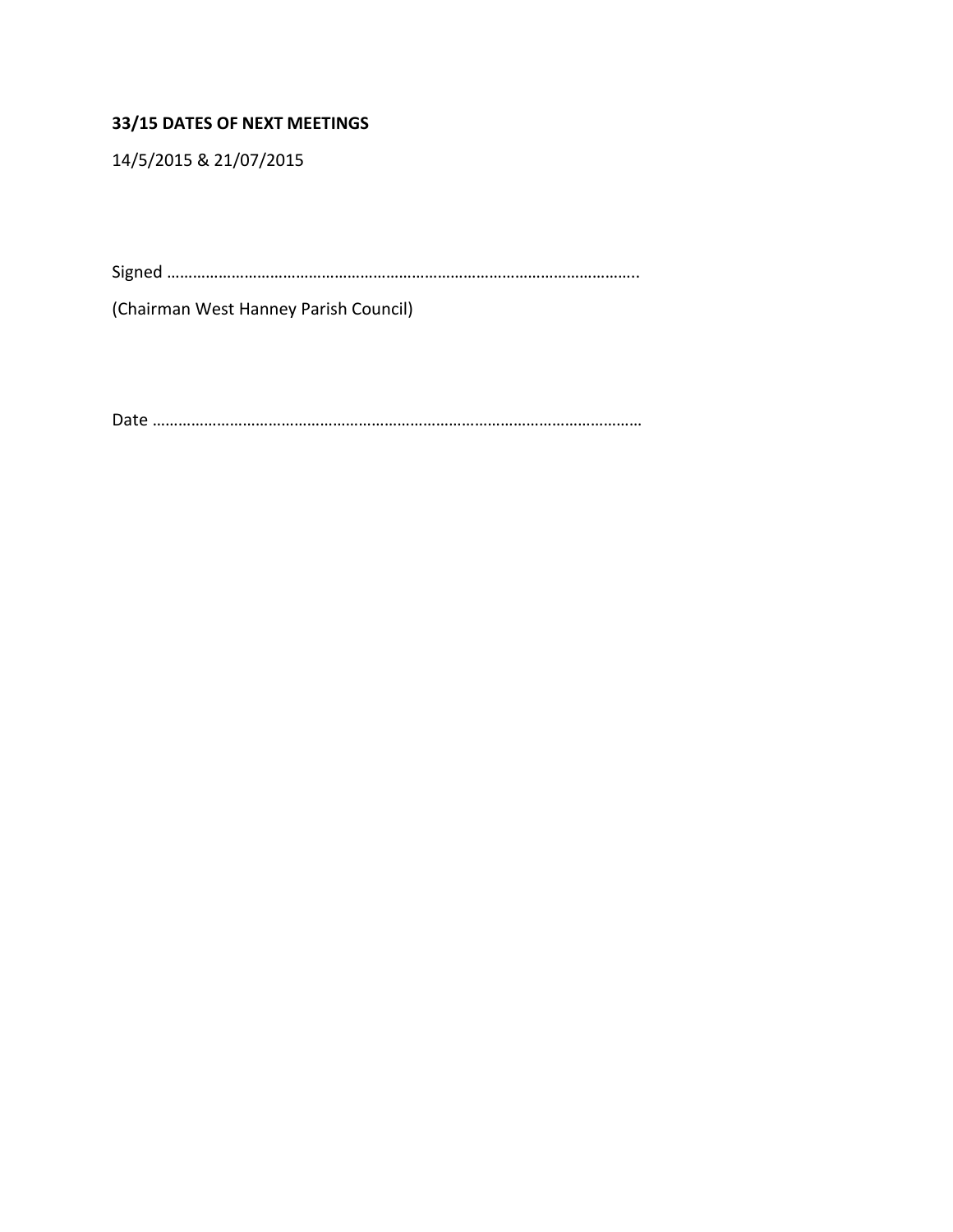**33/15 DATES OF NEXT MEETINGS**

14/5/2015 & 21/07/2015

Signed …………………………………………………………………………………………………..

(Chairman West Hanney Parish Council)

Date ……………………………………………………………………………………………………